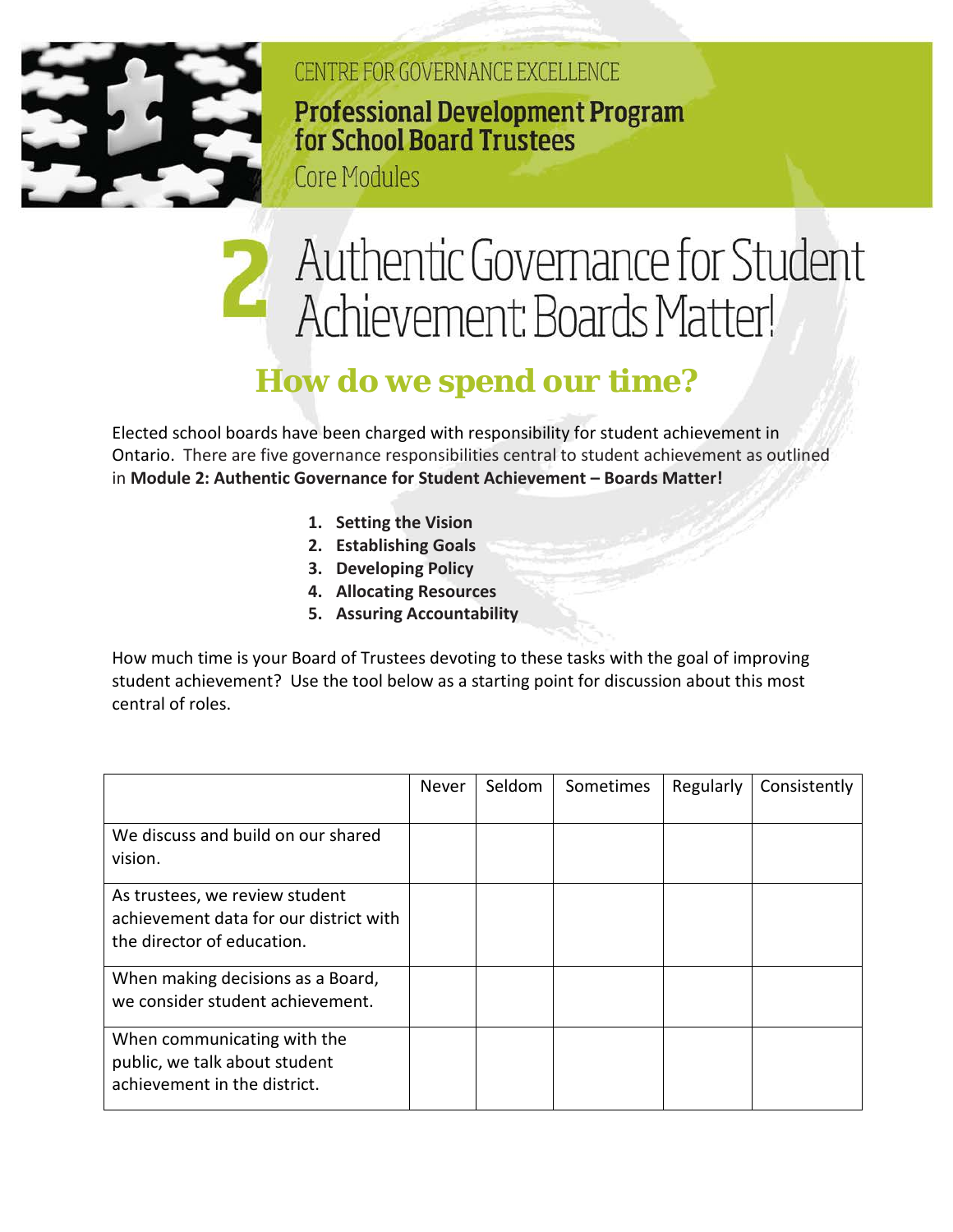CENTRE FOR GOVERNANCE EXCELLENCE

**Professional Development Program for School Board Trustees**

Core Modules

# 2 Authentic Governance for Student Achievement: Boards Matter!

## How do we spend our time?

Elected school boards have been charged with responsibility for student achievement in Ontario. There are five governance responsibilities central to student achievement as outlined in **Module 2: Authentic Governance for Student Achievement – Boards Matter!**

1. **Setting the Vision**
2. **Establishing Goals**
3. **Developing Policy**
4. **Allocating Resources**
5. **Assuring Accountability**

How much time is your Board of Trustees devoting to these tasks with the goal of improving student achievement? Use the tool below as a starting point for discussion about this most central of roles.

| | Never | Seldom | Sometimes | Regularly | Consistently |
|---|---|---|---|---|---|
| We discuss and build on our shared vision. | | | | | |
| As trustees, we review student achievement data for our district with the director of education. | | | | | |
| When making decisions as a Board, we consider student achievement. | | | | | |
| When communicating with the public, we talk about student achievement in the district. | | | | | |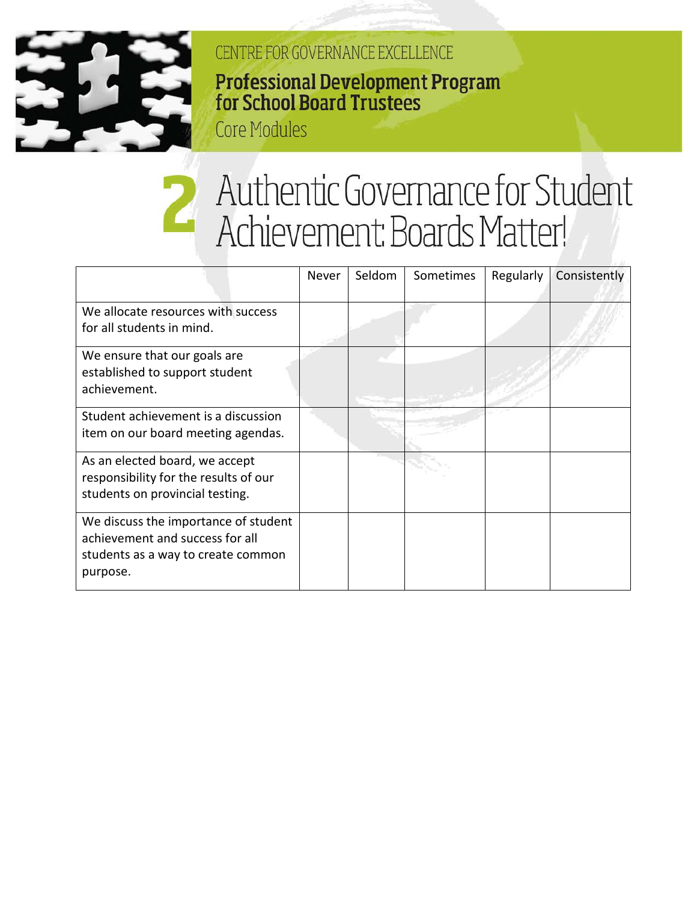CENTRE FOR GOVERNANCE EXCELLENCE

**Professional Development Program for School Board Trustees**

Core Modules

# 2 Authentic Governance for Student Achievement: Boards Matter!

| | Never | Seldom | Sometimes | Regularly | Consistently |
|---|---|---|---|---|---|
| We allocate resources with success for all students in mind. | | | | | |
| We ensure that our goals are established to support student achievement. | | | | | |
| Student achievement is a discussion item on our board meeting agendas. | | | | | |
| As an elected board, we accept responsibility for the results of our students on provincial testing. | | | | | |
| We discuss the importance of student achievement and success for all students as a way to create common purpose. | | | | | |